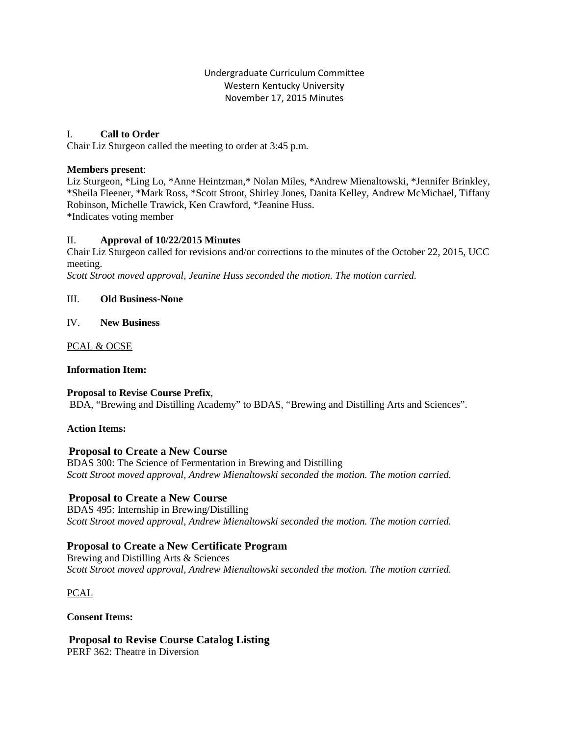Undergraduate Curriculum Committee
Western Kentucky University
November 17, 2015 Minutes

## I. Call to Order

Chair Liz Sturgeon called the meeting to order at 3:45 p.m.

**Members present**:
Liz Sturgeon, *Ling Lo, *Anne Heintzman,* Nolan Miles, *Andrew Mienaltowski, *Jennifer Brinkley, *Sheila Fleener, *Mark Ross, *Scott Stroot, Shirley Jones, Danita Kelley, Andrew McMichael, Tiffany Robinson, Michelle Trawick, Ken Crawford, *Jeanine Huss.
*Indicates voting member

## II. Approval of 10/22/2015 Minutes

Chair Liz Sturgeon called for revisions and/or corrections to the minutes of the October 22, 2015, UCC meeting.
*Scott Stroot moved approval, Jeanine Huss seconded the motion. The motion carried.*

## III. Old Business-None

## IV. New Business

PCAL & OCSE

**Information Item:**

**Proposal to Revise Course Prefix**,
BDA, "Brewing and Distilling Academy" to BDAS, "Brewing and Distilling Arts and Sciences".

**Action Items:**

**Proposal to Create a New Course**
BDAS 300: The Science of Fermentation in Brewing and Distilling
*Scott Stroot moved approval, Andrew Mienaltowski seconded the motion. The motion carried.*

**Proposal to Create a New Course**
BDAS 495: Internship in Brewing/Distilling
*Scott Stroot moved approval, Andrew Mienaltowski seconded the motion. The motion carried.*

**Proposal to Create a New Certificate Program**
Brewing and Distilling Arts & Sciences
*Scott Stroot moved approval, Andrew Mienaltowski seconded the motion. The motion carried.*

PCAL

**Consent Items:**

**Proposal to Revise Course Catalog Listing**
PERF 362: Theatre in Diversion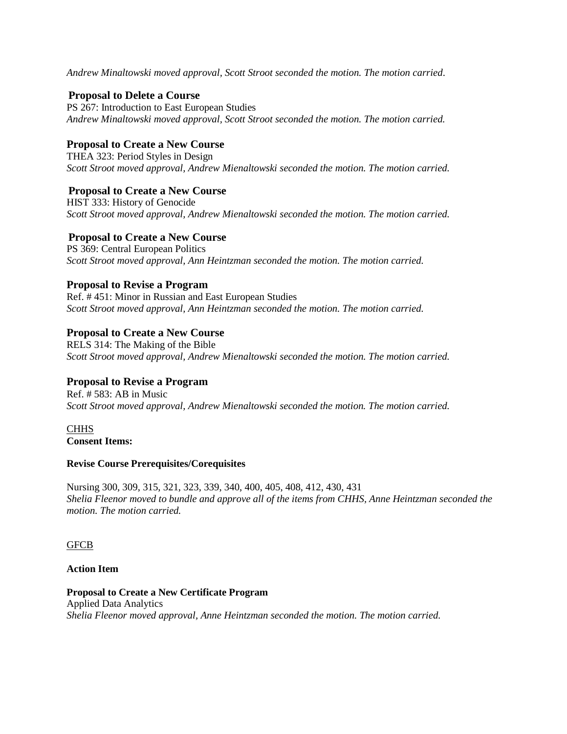*Andrew Minaltowski moved approval, Scott Stroot seconded the motion. The motion carried*.

**Proposal to Delete a Course**
PS 267: Introduction to East European Studies
*Andrew Minaltowski moved approval, Scott Stroot seconded the motion. The motion carried.*

**Proposal to Create a New Course**
THEA 323: Period Styles in Design
*Scott Stroot moved approval, Andrew Mienaltowski seconded the motion. The motion carried.*

**Proposal to Create a New Course**
HIST 333: History of Genocide
*Scott Stroot moved approval, Andrew Mienaltowski seconded the motion. The motion carried.*

**Proposal to Create a New Course**
PS 369: Central European Politics
*Scott Stroot moved approval, Ann Heintzman seconded the motion. The motion carried.*

**Proposal to Revise a Program**
Ref. # 451: Minor in Russian and East European Studies
*Scott Stroot moved approval, Ann Heintzman seconded the motion. The motion carried.*

**Proposal to Create a New Course**
RELS 314: The Making of the Bible
*Scott Stroot moved approval, Andrew Mienaltowski seconded the motion. The motion carried.*

**Proposal to Revise a Program**
Ref. # 583: AB in Music
*Scott Stroot moved approval, Andrew Mienaltowski seconded the motion. The motion carried.*

<u>CHHS</u>
**Consent Items:**

**Revise Course Prerequisites/Corequisites**

Nursing 300, 309, 315, 321, 323, 339, 340, 400, 405, 408, 412, 430, 431
*Shelia Fleenor moved to bundle and approve all of the items from CHHS, Anne Heintzman seconded the motion. The motion carried.*

<u>GFCB</u>

**Action Item**

**Proposal to Create a New Certificate Program**
Applied Data Analytics
*Shelia Fleenor moved approval, Anne Heintzman seconded the motion. The motion carried.*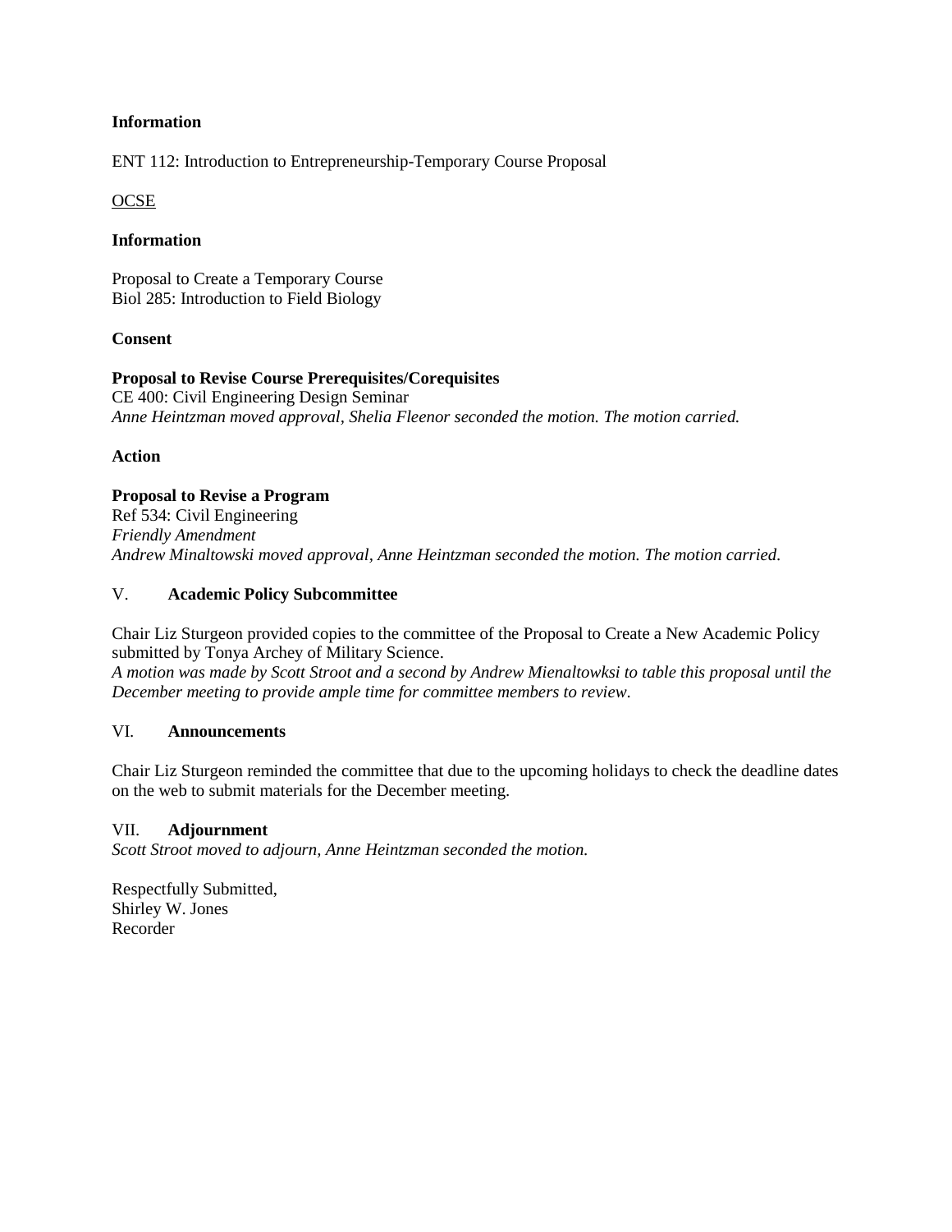**Information**

ENT 112: Introduction to Entrepreneurship-Temporary Course Proposal

<u>OCSE</u>

**Information**

Proposal to Create a Temporary Course
Biol 285: Introduction to Field Biology

**Consent**

**Proposal to Revise Course Prerequisites/Corequisites**
CE 400: Civil Engineering Design Seminar
*Anne Heintzman moved approval, Shelia Fleenor seconded the motion. The motion carried.*

**Action**

**Proposal to Revise a Program**
Ref 534: Civil Engineering
*Friendly Amendment*
*Andrew Minaltowski moved approval, Anne Heintzman seconded the motion. The motion carried.*

## V. Academic Policy Subcommittee

Chair Liz Sturgeon provided copies to the committee of the Proposal to Create a New Academic Policy submitted by Tonya Archey of Military Science.
*A motion was made by Scott Stroot and a second by Andrew Mienaltowksi to table this proposal until the December meeting to provide ample time for committee members to review.*

## VI. Announcements

Chair Liz Sturgeon reminded the committee that due to the upcoming holidays to check the deadline dates on the web to submit materials for the December meeting.

## VII. Adjournment

*Scott Stroot moved to adjourn, Anne Heintzman seconded the motion.*

Respectfully Submitted,
Shirley W. Jones
Recorder